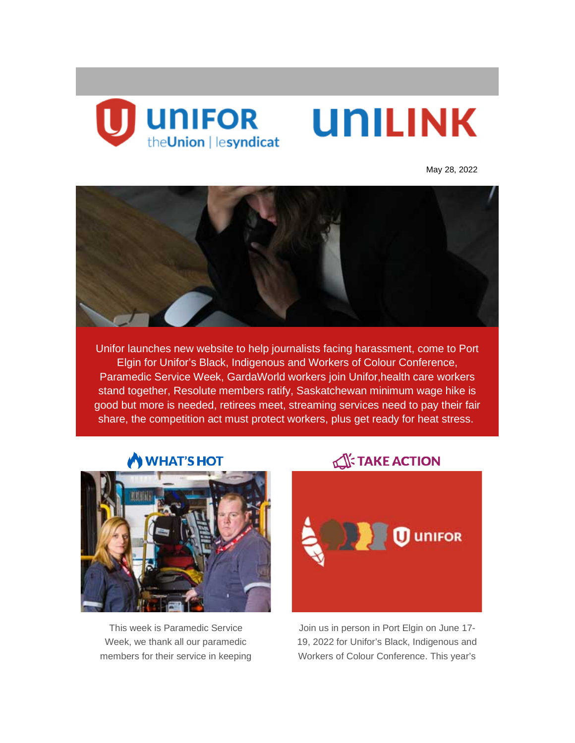UNIFOR theUnion | lesyndicat

# UNILINK

May 28, 2022

Unifor launches new website to help journalists facing harassment, come to Port Elgin for Unifor's Black, Indigenous and Workers of Colour Conference, Paramedic Service Week, GardaWorld workers join Unifor,health care workers stand together, Resolute members ratify, Saskatchewan minimum wage hike is good but more is needed, retirees meet, streaming services need to pay their fair share, the competition act must protect workers, plus get ready for heat stress.

## WHAT'S HOT

This week is Paramedic Service Week, we thank all our paramedic members for their service in keeping

## TAKE ACTION

Join us in person in Port Elgin on June 17-19, 2022 for Unifor's Black, Indigenous and Workers of Colour Conference. This year's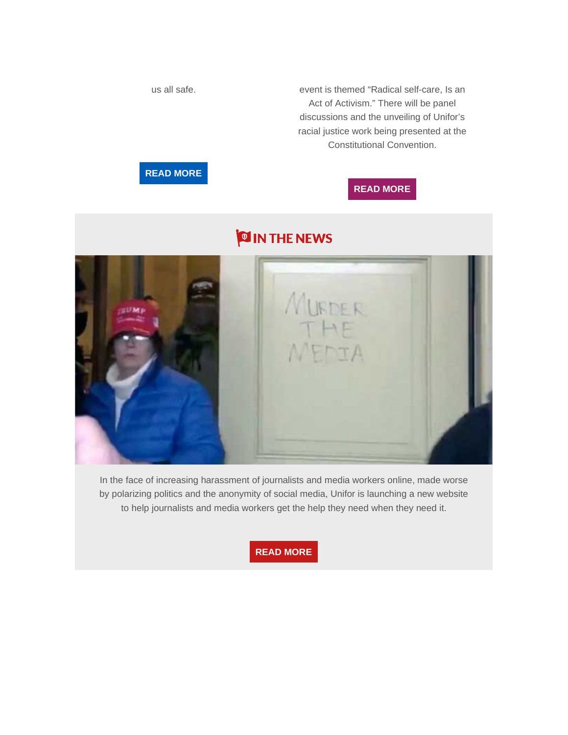us all safe.

READ MORE

event is themed “Radical self-care, Is an Act of Activism.” There will be panel discussions and the unveiling of Unifor’s racial justice work being presented at the Constitutional Convention.

READ MORE

## IN THE NEWS

In the face of increasing harassment of journalists and media workers online, made worse by polarizing politics and the anonymity of social media, Unifor is launching a new website to help journalists and media workers get the help they need when they need it.

READ MORE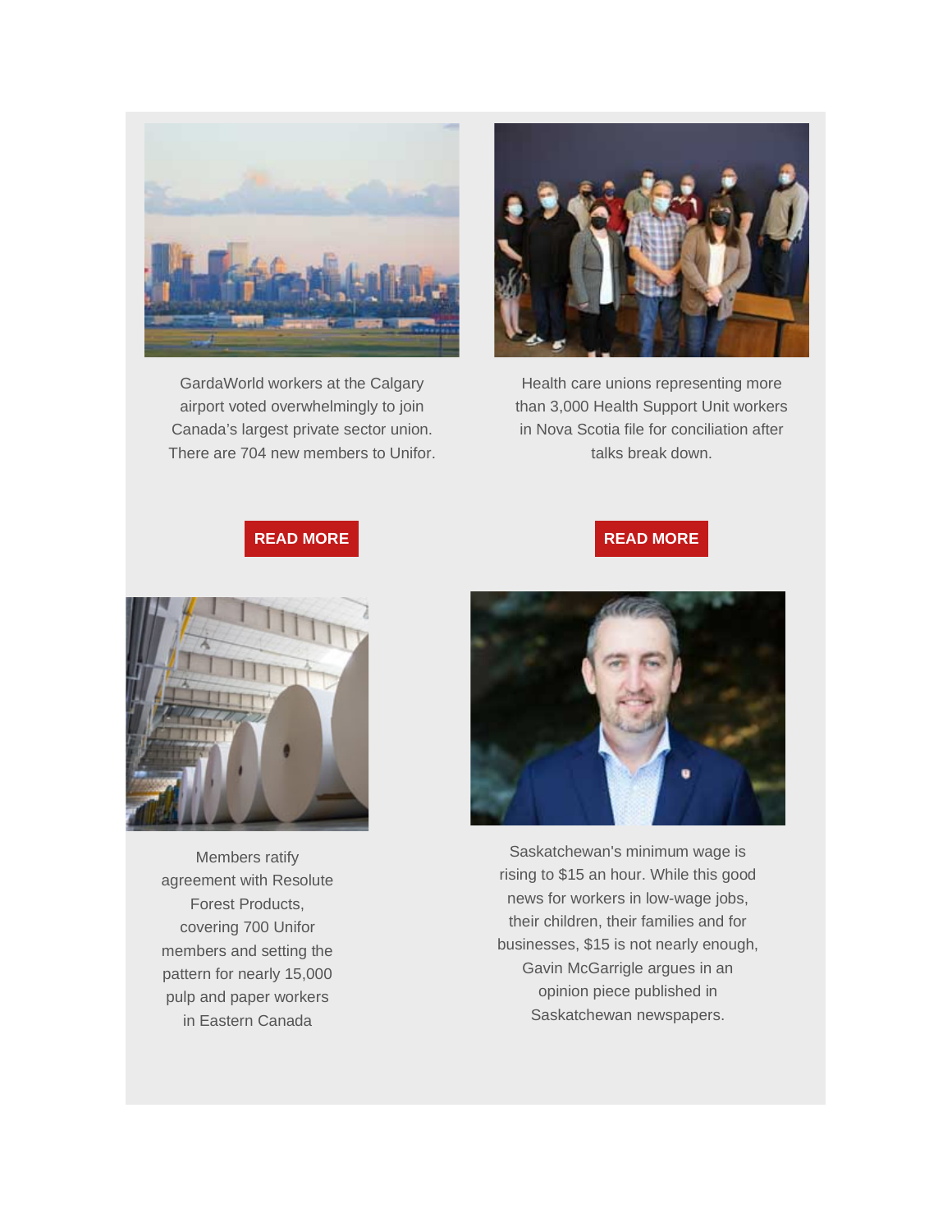GardaWorld workers at the Calgary airport voted overwhelmingly to join Canada's largest private sector union. There are 704 new members to Unifor.

**READ MORE**

Health care unions representing more than 3,000 Health Support Unit workers in Nova Scotia file for conciliation after talks break down.

**READ MORE**

Members ratify agreement with Resolute Forest Products, covering 700 Unifor members and setting the pattern for nearly 15,000 pulp and paper workers in Eastern Canada

Saskatchewan's minimum wage is rising to $15 an hour. While this good news for workers in low-wage jobs, their children, their families and for businesses, $15 is not nearly enough, Gavin McGarrigle argues in an opinion piece published in Saskatchewan newspapers.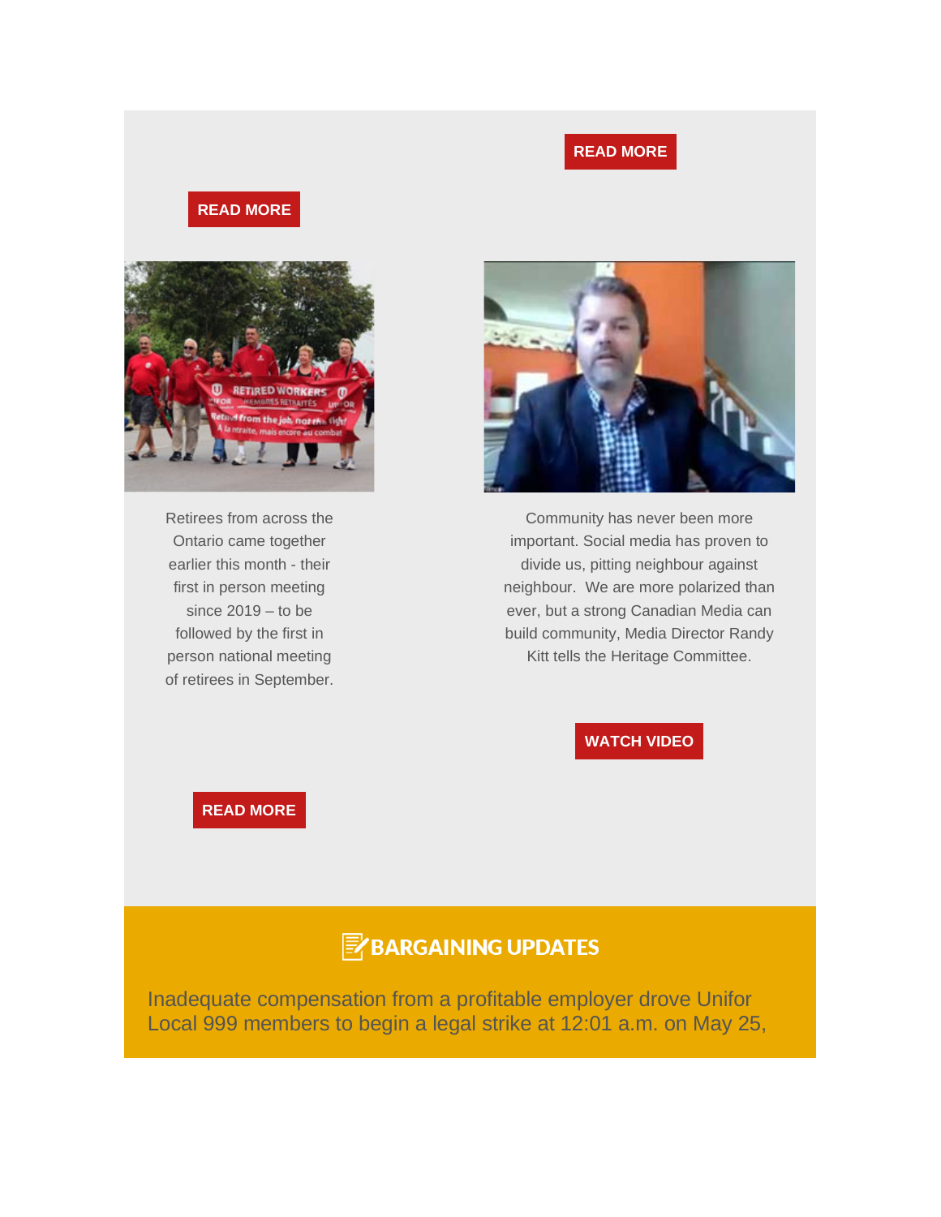READ MORE

READ MORE

Retirees from across the Ontario came together earlier this month - their first in person meeting since 2019 – to be followed by the first in person national meeting of retirees in September.

Community has never been more important. Social media has proven to divide us, pitting neighbour against neighbour. We are more polarized than ever, but a strong Canadian Media can build community, Media Director Randy Kitt tells the Heritage Committee.

WATCH VIDEO

READ MORE

## BARGAINING UPDATES

Inadequate compensation from a profitable employer drove Unifor Local 999 members to begin a legal strike at 12:01 a.m. on May 25,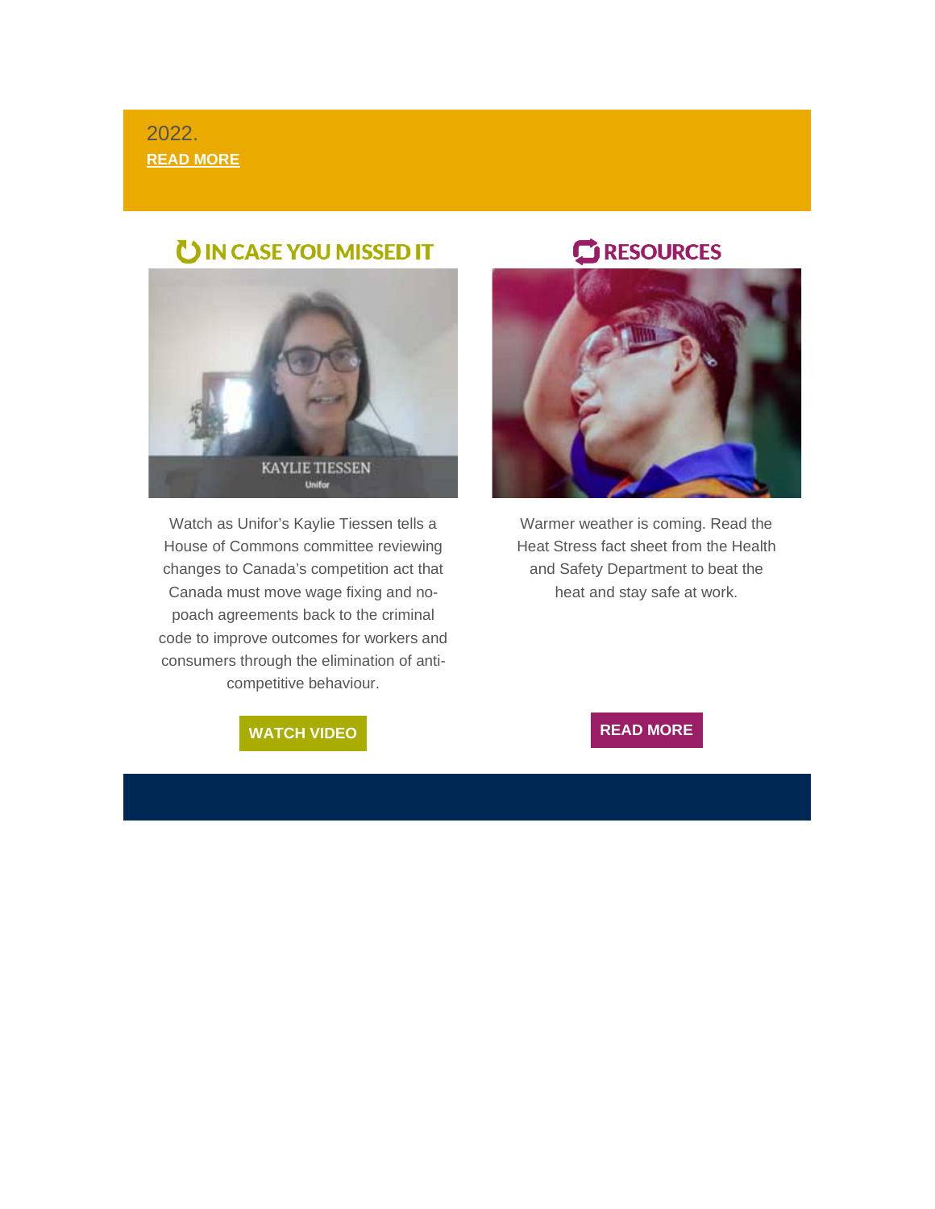2022.

**READ MORE**

## IN CASE YOU MISSED IT

Watch as Unifor's Kaylie Tiessen tells a House of Commons committee reviewing changes to Canada's competition act that Canada must move wage fixing and no-poach agreements back to the criminal code to improve outcomes for workers and consumers through the elimination of anti-competitive behaviour.

**WATCH VIDEO**

## RESOURCES

Warmer weather is coming. Read the Heat Stress fact sheet from the Health and Safety Department to beat the heat and stay safe at work.

**READ MORE**